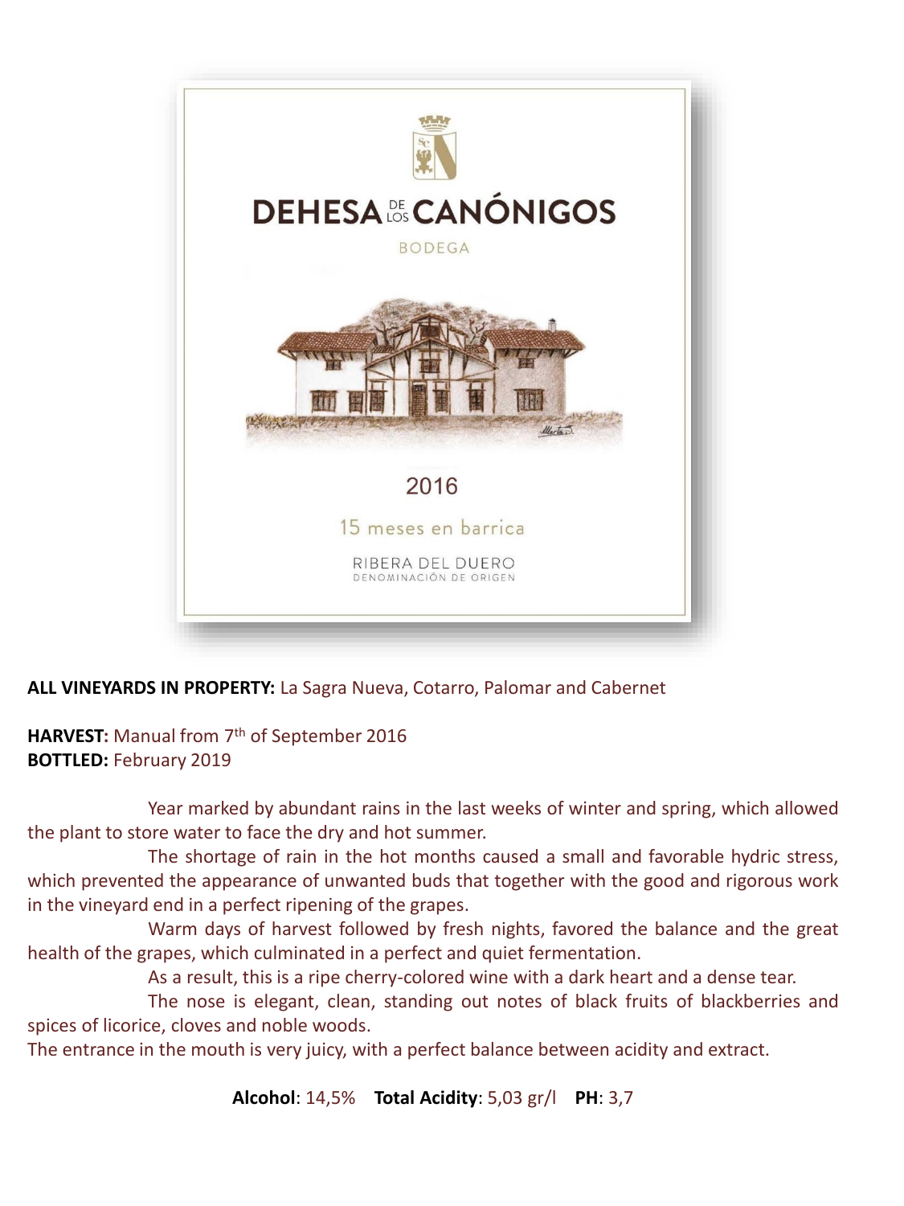DEHESA DE LOS CANÓNIGOS

BODEGA

2016

15 meses en barrica

RIBERA DEL DUERO

DENOMINACIÓN DE ORIGEN

**ALL VINEYARDS IN PROPERTY:** La Sagra Nueva, Cotarro, Palomar and Cabernet

**HARVEST:** Manual from 7th of September 2016
**BOTTLED:** February 2019

Year marked by abundant rains in the last weeks of winter and spring, which allowed the plant to store water to face the dry and hot summer.

The shortage of rain in the hot months caused a small and favorable hydric stress, which prevented the appearance of unwanted buds that together with the good and rigorous work in the vineyard end in a perfect ripening of the grapes.

Warm days of harvest followed by fresh nights, favored the balance and the great health of the grapes, which culminated in a perfect and quiet fermentation.

As a result, this is a ripe cherry-colored wine with a dark heart and a dense tear.

The nose is elegant, clean, standing out notes of black fruits of blackberries and spices of licorice, cloves and noble woods.

The entrance in the mouth is very juicy, with a perfect balance between acidity and extract.

**Alcohol**: 14,5% **Total Acidity**: 5,03 gr/l **PH**: 3,7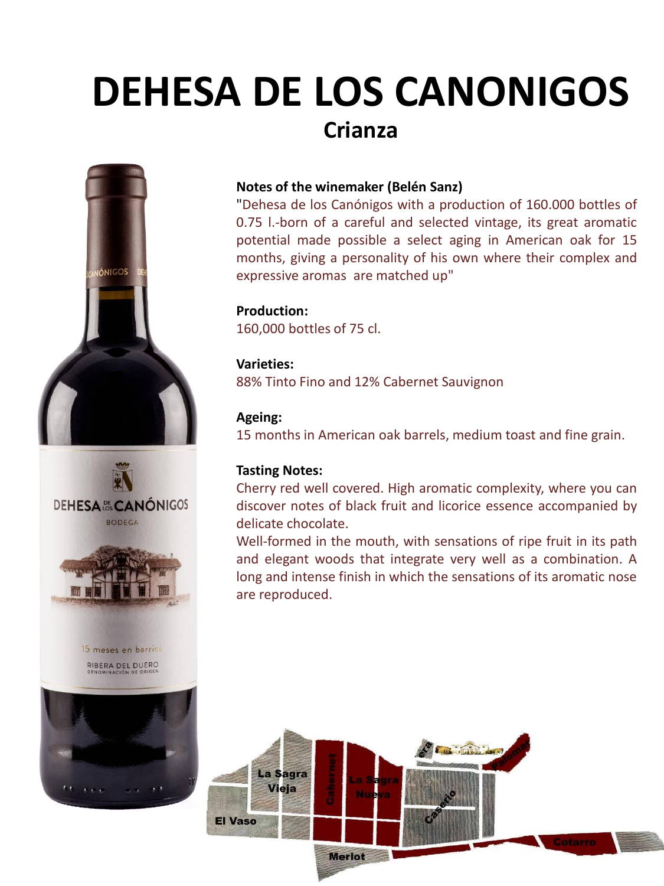# DEHESA DE LOS CANONIGOS

## Crianza

**Notes of the winemaker (Belén Sanz)**

"Dehesa de los Canónigos with a production of 160.000 bottles of 0.75 l.-born of a careful and selected vintage, its great aromatic potential made possible a select aging in American oak for 15 months, giving a personality of his own where their complex and expressive aromas are matched up"

**Production:**

160,000 bottles of 75 cl.

**Varieties:**

88% Tinto Fino and 12% Cabernet Sauvignon

**Ageing:**

15 months in American oak barrels, medium toast and fine grain.

**Tasting Notes:**

Cherry red well covered. High aromatic complexity, where you can discover notes of black fruit and licorice essence accompanied by delicate chocolate.

Well-formed in the mouth, with sensations of ripe fruit in its path and elegant woods that integrate very well as a combination. A long and intense finish in which the sensations of its aromatic nose are reproduced.

La Sagra Vieja
Cabernet
La Sagra Nueva
Era
Palomar
Caserio
El Vaso
Merlot
Cotarro